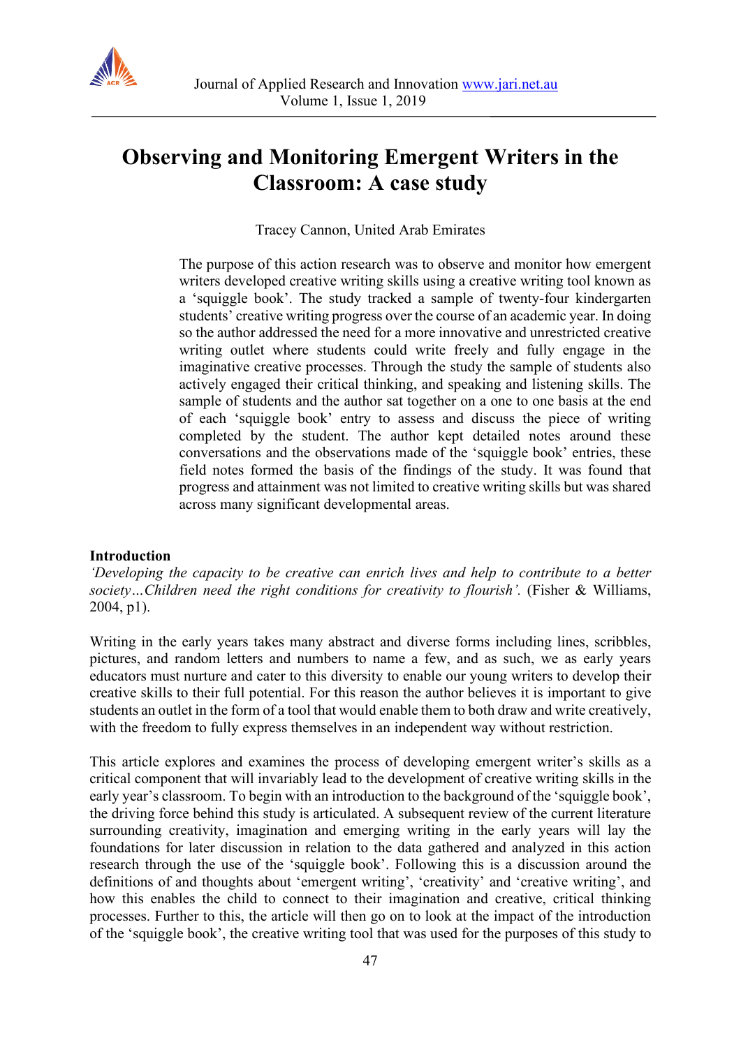# Observing and Monitoring Emergent Writers in the Classroom: A case study

Tracey Cannon, United Arab Emirates

The purpose of this action research was to observe and monitor how emergent writers developed creative writing skills using a creative writing tool known as a 'squiggle book'. The study tracked a sample of twenty-four kindergarten students' creative writing progress over the course of an academic year. In doing so the author addressed the need for a more innovative and unrestricted creative writing outlet where students could write freely and fully engage in the imaginative creative processes. Through the study the sample of students also actively engaged their critical thinking, and speaking and listening skills. The sample of students and the author sat together on a one to one basis at the end of each 'squiggle book' entry to assess and discuss the piece of writing completed by the student. The author kept detailed notes around these conversations and the observations made of the 'squiggle book' entries, these field notes formed the basis of the findings of the study. It was found that progress and attainment was not limited to creative writing skills but was shared across many significant developmental areas.

## Introduction

*'Developing the capacity to be creative can enrich lives and help to contribute to a better society…Children need the right conditions for creativity to flourish'.* (Fisher & Williams, 2004, p1).

Writing in the early years takes many abstract and diverse forms including lines, scribbles, pictures, and random letters and numbers to name a few, and as such, we as early years educators must nurture and cater to this diversity to enable our young writers to develop their creative skills to their full potential. For this reason the author believes it is important to give students an outlet in the form of a tool that would enable them to both draw and write creatively, with the freedom to fully express themselves in an independent way without restriction.

This article explores and examines the process of developing emergent writer's skills as a critical component that will invariably lead to the development of creative writing skills in the early year's classroom. To begin with an introduction to the background of the 'squiggle book', the driving force behind this study is articulated. A subsequent review of the current literature surrounding creativity, imagination and emerging writing in the early years will lay the foundations for later discussion in relation to the data gathered and analyzed in this action research through the use of the 'squiggle book'. Following this is a discussion around the definitions of and thoughts about 'emergent writing', 'creativity' and 'creative writing', and how this enables the child to connect to their imagination and creative, critical thinking processes. Further to this, the article will then go on to look at the impact of the introduction of the 'squiggle book', the creative writing tool that was used for the purposes of this study to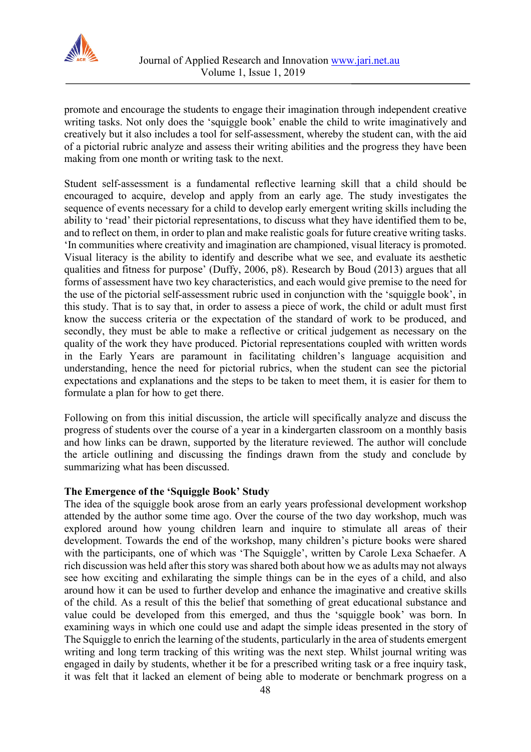promote and encourage the students to engage their imagination through independent creative writing tasks. Not only does the 'squiggle book' enable the child to write imaginatively and creatively but it also includes a tool for self-assessment, whereby the student can, with the aid of a pictorial rubric analyze and assess their writing abilities and the progress they have been making from one month or writing task to the next.

Student self-assessment is a fundamental reflective learning skill that a child should be encouraged to acquire, develop and apply from an early age. The study investigates the sequence of events necessary for a child to develop early emergent writing skills including the ability to 'read' their pictorial representations, to discuss what they have identified them to be, and to reflect on them, in order to plan and make realistic goals for future creative writing tasks. 'In communities where creativity and imagination are championed, visual literacy is promoted. Visual literacy is the ability to identify and describe what we see, and evaluate its aesthetic qualities and fitness for purpose' (Duffy, 2006, p8). Research by Boud (2013) argues that all forms of assessment have two key characteristics, and each would give premise to the need for the use of the pictorial self-assessment rubric used in conjunction with the 'squiggle book', in this study. That is to say that, in order to assess a piece of work, the child or adult must first know the success criteria or the expectation of the standard of work to be produced, and secondly, they must be able to make a reflective or critical judgement as necessary on the quality of the work they have produced. Pictorial representations coupled with written words in the Early Years are paramount in facilitating children's language acquisition and understanding, hence the need for pictorial rubrics, when the student can see the pictorial expectations and explanations and the steps to be taken to meet them, it is easier for them to formulate a plan for how to get there.

Following on from this initial discussion, the article will specifically analyze and discuss the progress of students over the course of a year in a kindergarten classroom on a monthly basis and how links can be drawn, supported by the literature reviewed. The author will conclude the article outlining and discussing the findings drawn from the study and conclude by summarizing what has been discussed.

**The Emergence of the 'Squiggle Book' Study**

The idea of the squiggle book arose from an early years professional development workshop attended by the author some time ago. Over the course of the two day workshop, much was explored around how young children learn and inquire to stimulate all areas of their development. Towards the end of the workshop, many children's picture books were shared with the participants, one of which was 'The Squiggle', written by Carole Lexa Schaefer. A rich discussion was held after this story was shared both about how we as adults may not always see how exciting and exhilarating the simple things can be in the eyes of a child, and also around how it can be used to further develop and enhance the imaginative and creative skills of the child. As a result of this the belief that something of great educational substance and value could be developed from this emerged, and thus the 'squiggle book' was born. In examining ways in which one could use and adapt the simple ideas presented in the story of The Squiggle to enrich the learning of the students, particularly in the area of students emergent writing and long term tracking of this writing was the next step. Whilst journal writing was engaged in daily by students, whether it be for a prescribed writing task or a free inquiry task, it was felt that it lacked an element of being able to moderate or benchmark progress on a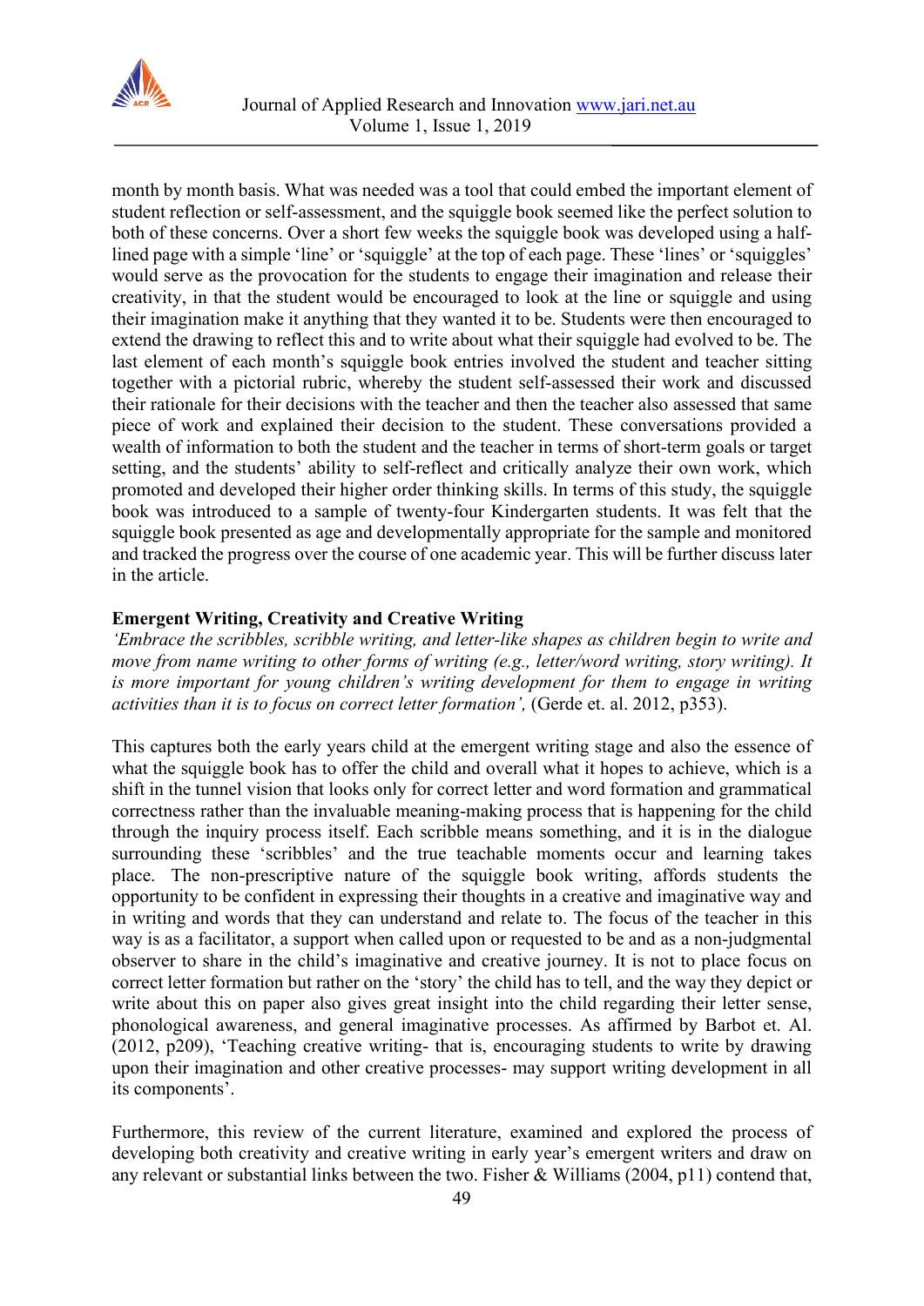month by month basis. What was needed was a tool that could embed the important element of student reflection or self-assessment, and the squiggle book seemed like the perfect solution to both of these concerns. Over a short few weeks the squiggle book was developed using a half-lined page with a simple 'line' or 'squiggle' at the top of each page. These 'lines' or 'squiggles' would serve as the provocation for the students to engage their imagination and release their creativity, in that the student would be encouraged to look at the line or squiggle and using their imagination make it anything that they wanted it to be. Students were then encouraged to extend the drawing to reflect this and to write about what their squiggle had evolved to be. The last element of each month's squiggle book entries involved the student and teacher sitting together with a pictorial rubric, whereby the student self-assessed their work and discussed their rationale for their decisions with the teacher and then the teacher also assessed that same piece of work and explained their decision to the student. These conversations provided a wealth of information to both the student and the teacher in terms of short-term goals or target setting, and the students' ability to self-reflect and critically analyze their own work, which promoted and developed their higher order thinking skills. In terms of this study, the squiggle book was introduced to a sample of twenty-four Kindergarten students. It was felt that the squiggle book presented as age and developmentally appropriate for the sample and monitored and tracked the progress over the course of one academic year. This will be further discuss later in the article.

## Emergent Writing, Creativity and Creative Writing

*'Embrace the scribbles, scribble writing, and letter-like shapes as children begin to write and move from name writing to other forms of writing (e.g., letter/word writing, story writing). It is more important for young children's writing development for them to engage in writing activities than it is to focus on correct letter formation',* (Gerde et. al. 2012, p353).

This captures both the early years child at the emergent writing stage and also the essence of what the squiggle book has to offer the child and overall what it hopes to achieve, which is a shift in the tunnel vision that looks only for correct letter and word formation and grammatical correctness rather than the invaluable meaning-making process that is happening for the child through the inquiry process itself. Each scribble means something, and it is in the dialogue surrounding these 'scribbles' and the true teachable moments occur and learning takes place. The non-prescriptive nature of the squiggle book writing, affords students the opportunity to be confident in expressing their thoughts in a creative and imaginative way and in writing and words that they can understand and relate to. The focus of the teacher in this way is as a facilitator, a support when called upon or requested to be and as a non-judgmental observer to share in the child's imaginative and creative journey. It is not to place focus on correct letter formation but rather on the 'story' the child has to tell, and the way they depict or write about this on paper also gives great insight into the child regarding their letter sense, phonological awareness, and general imaginative processes. As affirmed by Barbot et. Al. (2012, p209), 'Teaching creative writing- that is, encouraging students to write by drawing upon their imagination and other creative processes- may support writing development in all its components'.

Furthermore, this review of the current literature, examined and explored the process of developing both creativity and creative writing in early year's emergent writers and draw on any relevant or substantial links between the two. Fisher & Williams (2004, p11) contend that,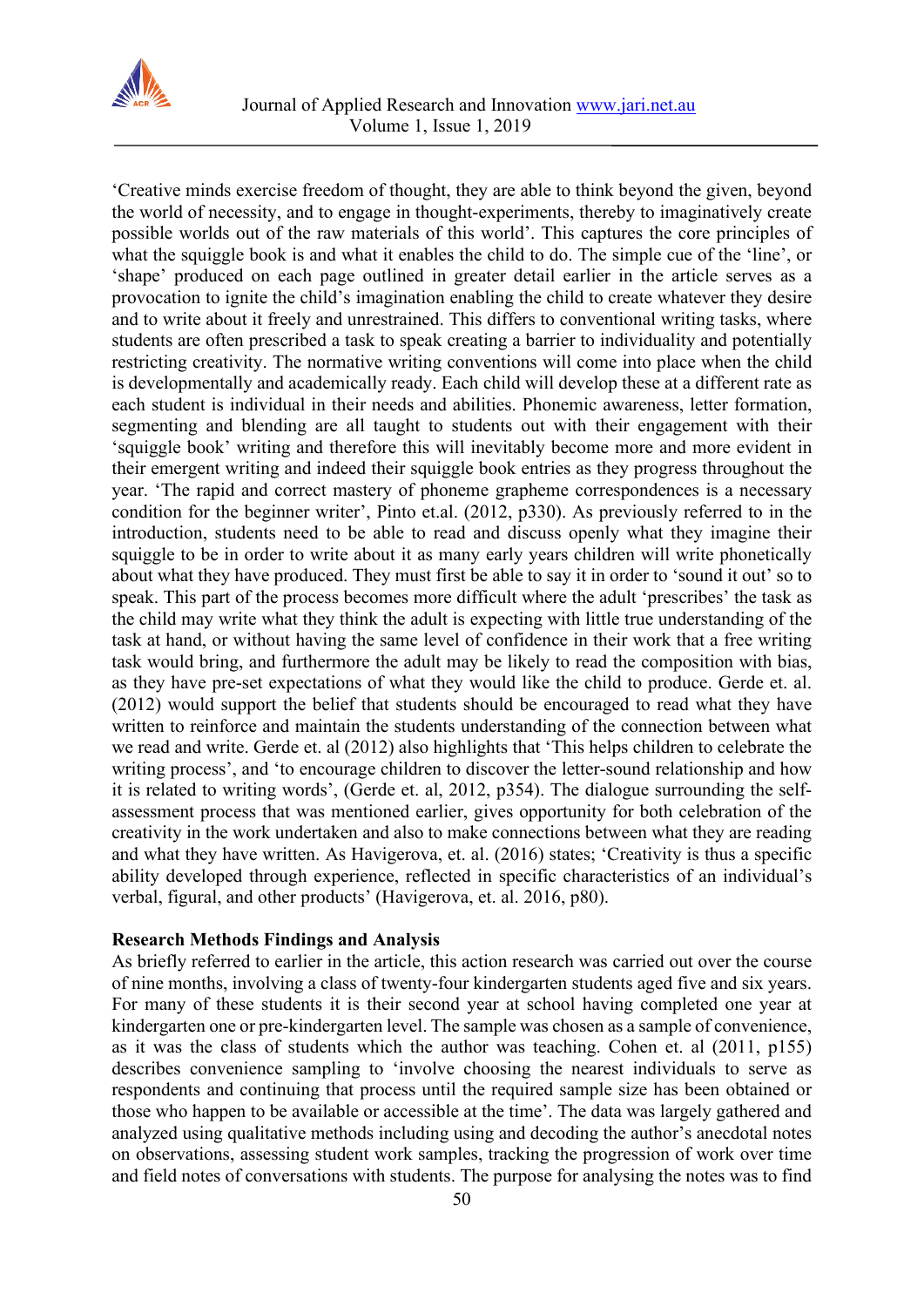'Creative minds exercise freedom of thought, they are able to think beyond the given, beyond the world of necessity, and to engage in thought-experiments, thereby to imaginatively create possible worlds out of the raw materials of this world'. This captures the core principles of what the squiggle book is and what it enables the child to do. The simple cue of the 'line', or 'shape' produced on each page outlined in greater detail earlier in the article serves as a provocation to ignite the child's imagination enabling the child to create whatever they desire and to write about it freely and unrestrained. This differs to conventional writing tasks, where students are often prescribed a task to speak creating a barrier to individuality and potentially restricting creativity. The normative writing conventions will come into place when the child is developmentally and academically ready. Each child will develop these at a different rate as each student is individual in their needs and abilities. Phonemic awareness, letter formation, segmenting and blending are all taught to students out with their engagement with their 'squiggle book' writing and therefore this will inevitably become more and more evident in their emergent writing and indeed their squiggle book entries as they progress throughout the year. 'The rapid and correct mastery of phoneme grapheme correspondences is a necessary condition for the beginner writer', Pinto et.al. (2012, p330). As previously referred to in the introduction, students need to be able to read and discuss openly what they imagine their squiggle to be in order to write about it as many early years children will write phonetically about what they have produced. They must first be able to say it in order to 'sound it out' so to speak. This part of the process becomes more difficult where the adult 'prescribes' the task as the child may write what they think the adult is expecting with little true understanding of the task at hand, or without having the same level of confidence in their work that a free writing task would bring, and furthermore the adult may be likely to read the composition with bias, as they have pre-set expectations of what they would like the child to produce. Gerde et. al. (2012) would support the belief that students should be encouraged to read what they have written to reinforce and maintain the students understanding of the connection between what we read and write. Gerde et. al (2012) also highlights that 'This helps children to celebrate the writing process', and 'to encourage children to discover the letter-sound relationship and how it is related to writing words', (Gerde et. al, 2012, p354). The dialogue surrounding the self-assessment process that was mentioned earlier, gives opportunity for both celebration of the creativity in the work undertaken and also to make connections between what they are reading and what they have written. As Havigerova, et. al. (2016) states; 'Creativity is thus a specific ability developed through experience, reflected in specific characteristics of an individual's verbal, figural, and other products' (Havigerova, et. al. 2016, p80).

**Research Methods Findings and Analysis**

As briefly referred to earlier in the article, this action research was carried out over the course of nine months, involving a class of twenty-four kindergarten students aged five and six years. For many of these students it is their second year at school having completed one year at kindergarten one or pre-kindergarten level. The sample was chosen as a sample of convenience, as it was the class of students which the author was teaching. Cohen et. al (2011, p155) describes convenience sampling to 'involve choosing the nearest individuals to serve as respondents and continuing that process until the required sample size has been obtained or those who happen to be available or accessible at the time'. The data was largely gathered and analyzed using qualitative methods including using and decoding the author's anecdotal notes on observations, assessing student work samples, tracking the progression of work over time and field notes of conversations with students. The purpose for analysing the notes was to find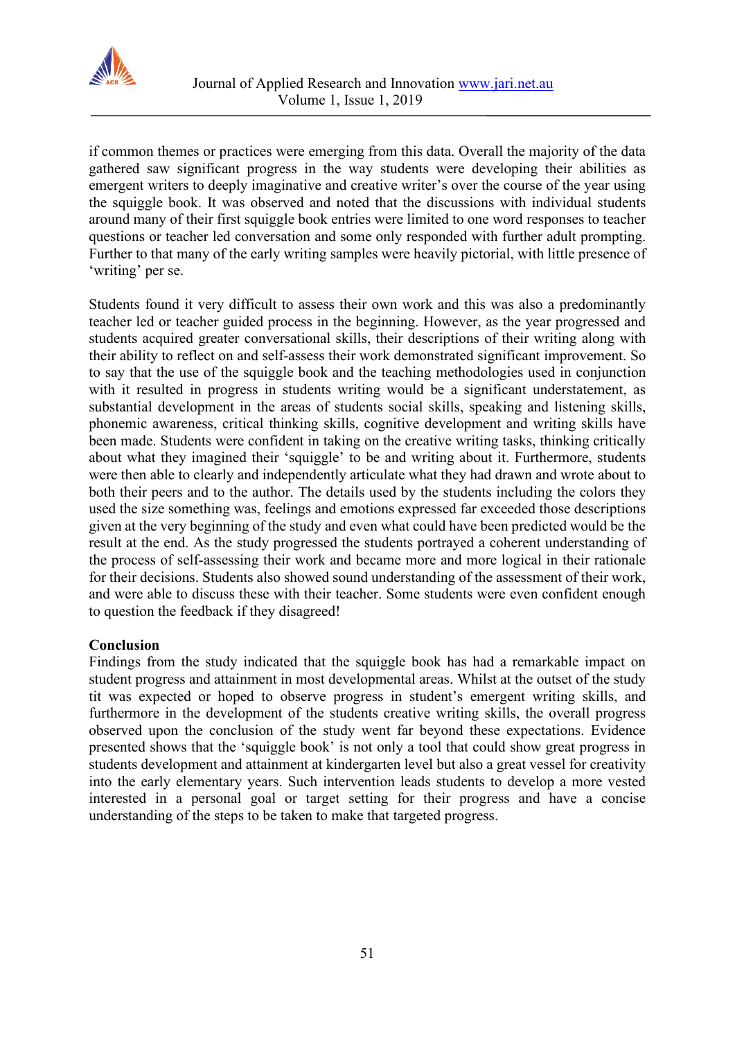if common themes or practices were emerging from this data. Overall the majority of the data gathered saw significant progress in the way students were developing their abilities as emergent writers to deeply imaginative and creative writer's over the course of the year using the squiggle book. It was observed and noted that the discussions with individual students around many of their first squiggle book entries were limited to one word responses to teacher questions or teacher led conversation and some only responded with further adult prompting. Further to that many of the early writing samples were heavily pictorial, with little presence of 'writing' per se.

Students found it very difficult to assess their own work and this was also a predominantly teacher led or teacher guided process in the beginning. However, as the year progressed and students acquired greater conversational skills, their descriptions of their writing along with their ability to reflect on and self-assess their work demonstrated significant improvement. So to say that the use of the squiggle book and the teaching methodologies used in conjunction with it resulted in progress in students writing would be a significant understatement, as substantial development in the areas of students social skills, speaking and listening skills, phonemic awareness, critical thinking skills, cognitive development and writing skills have been made. Students were confident in taking on the creative writing tasks, thinking critically about what they imagined their 'squiggle' to be and writing about it. Furthermore, students were then able to clearly and independently articulate what they had drawn and wrote about to both their peers and to the author. The details used by the students including the colors they used the size something was, feelings and emotions expressed far exceeded those descriptions given at the very beginning of the study and even what could have been predicted would be the result at the end. As the study progressed the students portrayed a coherent understanding of the process of self-assessing their work and became more and more logical in their rationale for their decisions. Students also showed sound understanding of the assessment of their work, and were able to discuss these with their teacher. Some students were even confident enough to question the feedback if they disagreed!

**Conclusion**

Findings from the study indicated that the squiggle book has had a remarkable impact on student progress and attainment in most developmental areas. Whilst at the outset of the study tit was expected or hoped to observe progress in student's emergent writing skills, and furthermore in the development of the students creative writing skills, the overall progress observed upon the conclusion of the study went far beyond these expectations. Evidence presented shows that the 'squiggle book' is not only a tool that could show great progress in students development and attainment at kindergarten level but also a great vessel for creativity into the early elementary years. Such intervention leads students to develop a more vested interested in a personal goal or target setting for their progress and have a concise understanding of the steps to be taken to make that targeted progress.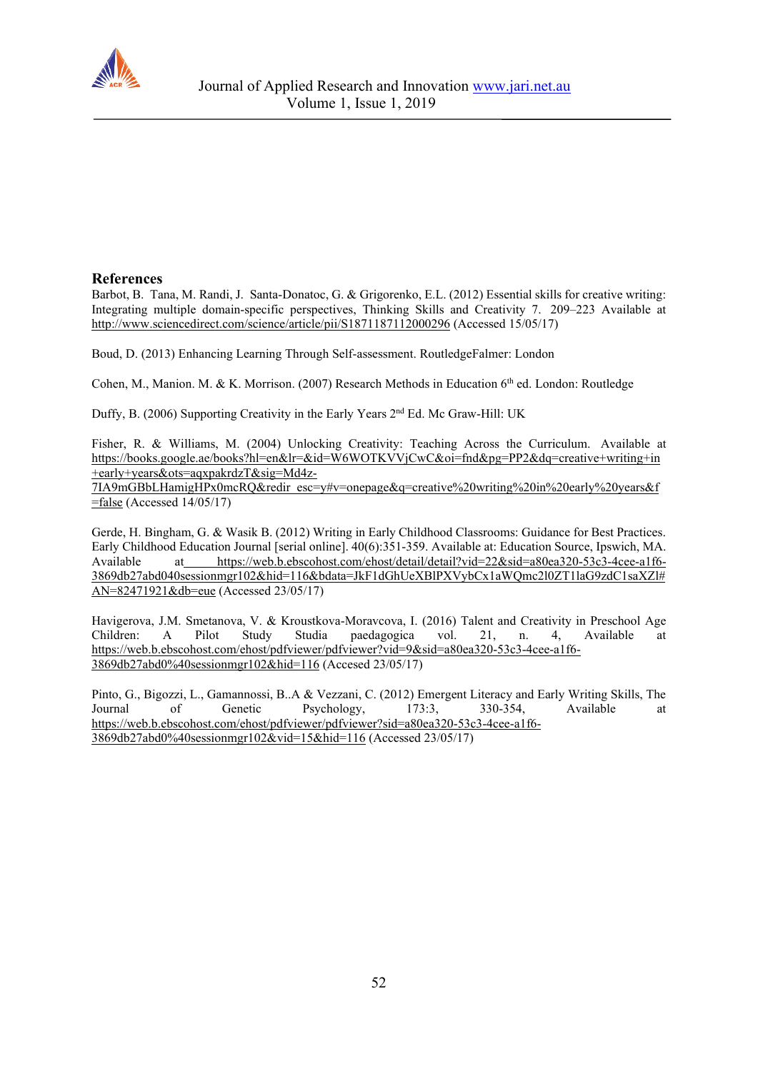## References

Barbot, B. Tana, M. Randi, J. Santa-Donatoc, G. & Grigorenko, E.L. (2012) Essential skills for creative writing: Integrating multiple domain-specific perspectives, Thinking Skills and Creativity 7. 209–223 Available at http://www.sciencedirect.com/science/article/pii/S1871187112000296 (Accessed 15/05/17)

Boud, D. (2013) Enhancing Learning Through Self-assessment. RoutledgeFalmer: London

Cohen, M., Manion. M. & K. Morrison. (2007) Research Methods in Education 6th ed. London: Routledge

Duffy, B. (2006) Supporting Creativity in the Early Years 2nd Ed. Mc Graw-Hill: UK

Fisher, R. & Williams, M. (2004) Unlocking Creativity: Teaching Across the Curriculum. Available at https://books.google.ae/books?hl=en&lr=&id=W6WOTKVVjCwC&oi=fnd&pg=PP2&dq=creative+writing+in+early+years&ots=aqxpakrdzT&sig=Md4z-7IA9mGBbLHamigHPx0mcRQ&redir_esc=y#v=onepage&q=creative%20writing%20in%20early%20years&f=false (Accessed 14/05/17)

Gerde, H. Bingham, G. & Wasik B. (2012) Writing in Early Childhood Classrooms: Guidance for Best Practices. Early Childhood Education Journal [serial online]. 40(6):351-359. Available at: Education Source, Ipswich, MA. Available at https://web.b.ebscohost.com/ehost/detail/detail?vid=22&sid=a80ea320-53c3-4cee-a1f6-3869db27abd040sessionmgr102&hid=116&bdata=JkF1dGhUeXBlPXVybCx1aWQmc2l0ZT1laG9zdC1saXZl#AN=82471921&db=eue (Accessed 23/05/17)

Havigerova, J.M. Smetanova, V. & Kroustkova-Moravcova, I. (2016) Talent and Creativity in Preschool Age Children: A Pilot Study Studia paedagogica vol. 21, n. 4, Available at https://web.b.ebscohost.com/ehost/pdfviewer/pdfviewer?vid=9&sid=a80ea320-53c3-4cee-a1f6-3869db27abd0%40sessionmgr102&hid=116 (Accesed 23/05/17)

Pinto, G., Bigozzi, L., Gamannossi, B..A & Vezzani, C. (2012) Emergent Literacy and Early Writing Skills, The Journal of Genetic Psychology, 173:3, 330-354, Available at https://web.b.ebscohost.com/ehost/pdfviewer/pdfviewer?sid=a80ea320-53c3-4cee-a1f6-3869db27abd0%40sessionmgr102&vid=15&hid=116 (Accessed 23/05/17)